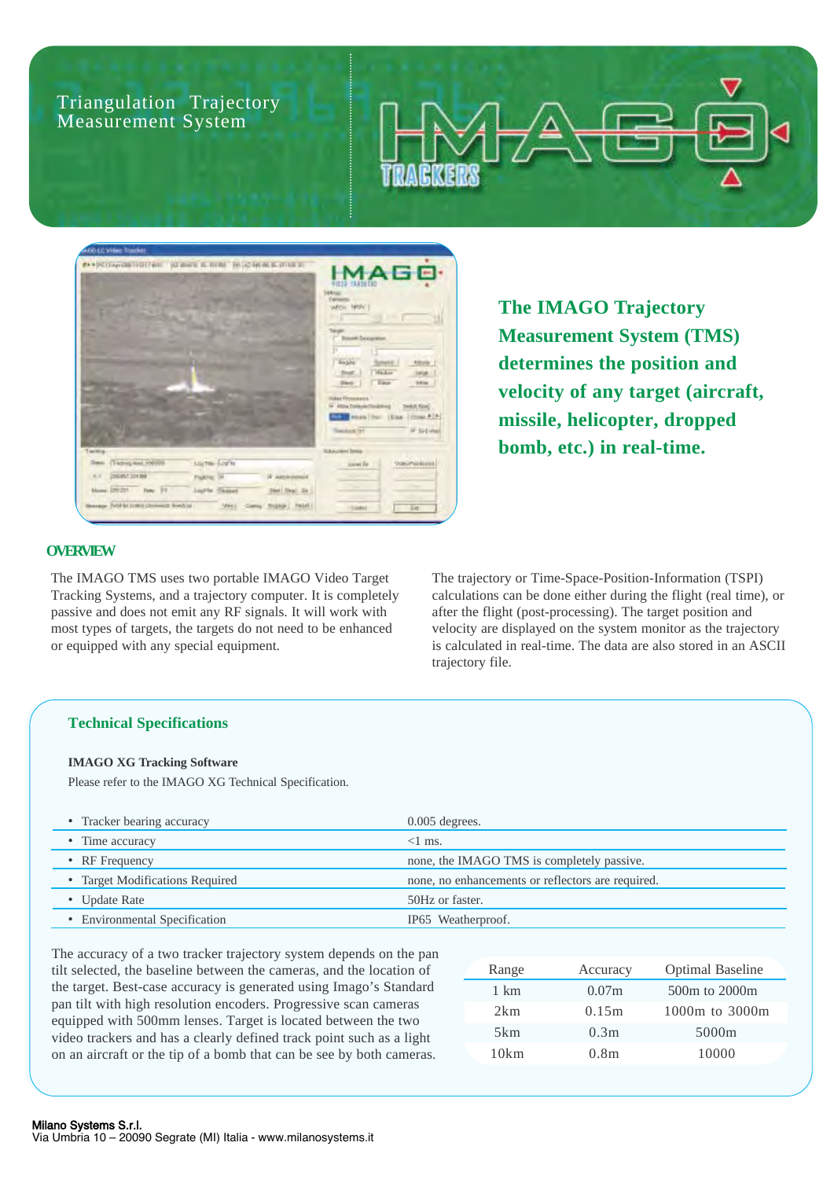# Triangulation Trajectory Measurement System

**The IMAGO Trajectory Measurement System (TMS) determines the position and velocity of any target (aircraft, missile, helicopter, dropped bomb, etc.) in real-time.**

## OVERVIEW

The IMAGO TMS uses two portable IMAGO Video Target Tracking Systems, and a trajectory computer. It is completely passive and does not emit any RF signals. It will work with most types of targets, the targets do not need to be enhanced or equipped with any special equipment.

The trajectory or Time-Space-Position-Information (TSPI) calculations can be done either during the flight (real time), or after the flight (post-processing). The target position and velocity are displayed on the system monitor as the trajectory is calculated in real-time. The data are also stored in an ASCII trajectory file.

## Technical Specifications

**IMAGO XG Tracking Software**

Please refer to the IMAGO XG Technical Specification.

| | |
|---|---|
| • Tracker bearing accuracy | 0.005 degrees. |
| • Time accuracy | <1 ms. |
| • RF Frequency | none, the IMAGO TMS is completely passive. |
| • Target Modifications Required | none, no enhancements or reflectors are required. |
| • Update Rate | 50Hz or faster. |
| • Environmental Specification | IP65 Weatherproof. |

The accuracy of a two tracker trajectory system depends on the pan tilt selected, the baseline between the cameras, and the location of the target. Best-case accuracy is generated using Imago's Standard pan tilt with high resolution encoders. Progressive scan cameras equipped with 500mm lenses. Target is located between the two video trackers and has a clearly defined track point such as a light on an aircraft or the tip of a bomb that can be see by both cameras.

| Range | Accuracy | Optimal Baseline |
|---|---|---|
| 1 km | 0.07m | 500m to 2000m |
| 2km | 0.15m | 1000m to 3000m |
| 5km | 0.3m | 5000m |
| 10km | 0.8m | 10000 |

**Milano Systems S.r.l.**
Via Umbria 10 – 20090 Segrate (MI) Italia - www.milanosystems.it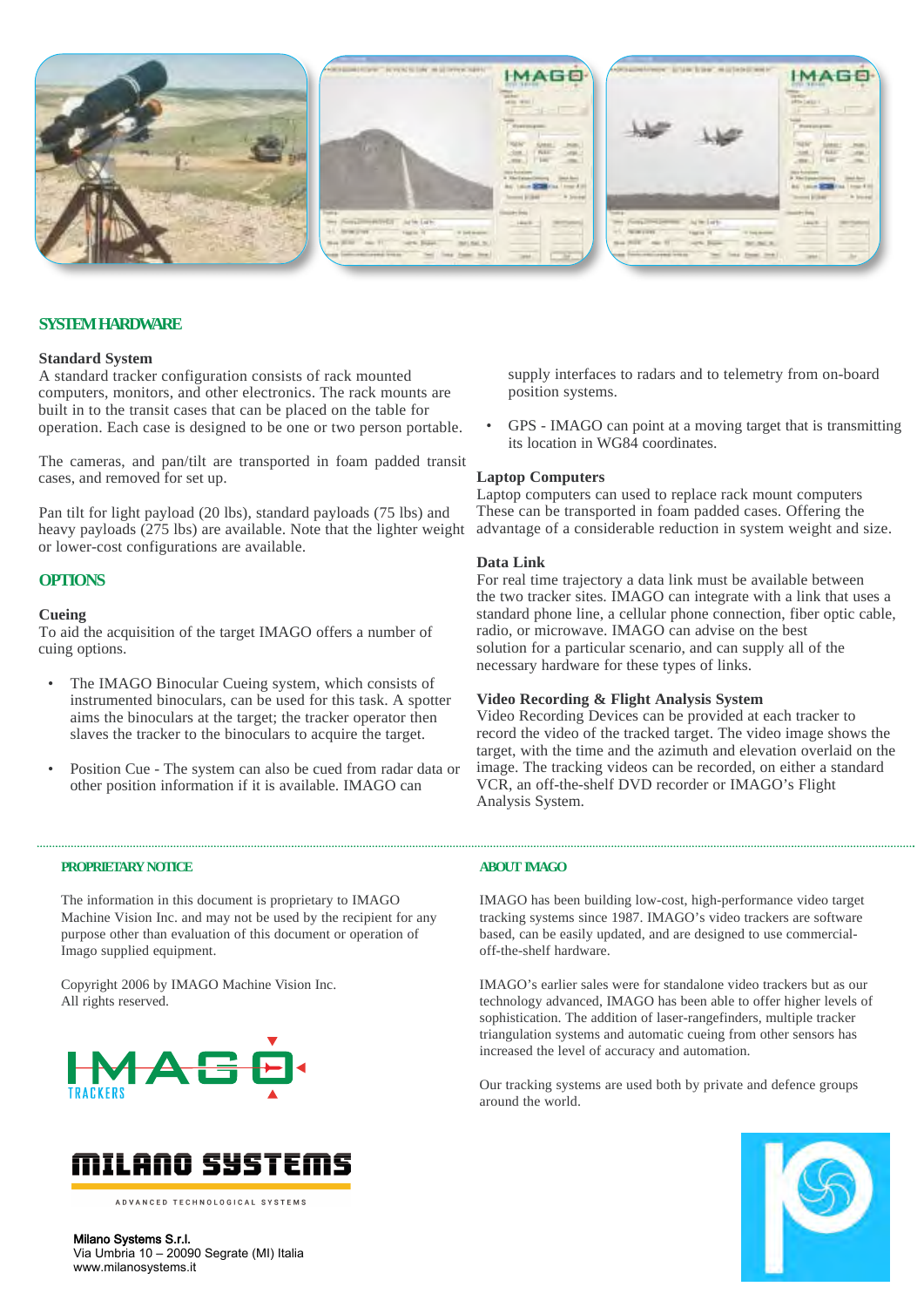## SYSTEM HARDWARE

### Standard System

A standard tracker configuration consists of rack mounted computers, monitors, and other electronics. The rack mounts are built in to the transit cases that can be placed on the table for operation. Each case is designed to be one or two person portable.

The cameras, and pan/tilt are transported in foam padded transit cases, and removed for set up.

Pan tilt for light payload (20 lbs), standard payloads (75 lbs) and heavy payloads (275 lbs) are available. Note that the lighter weight or lower-cost configurations are available.

## OPTIONS

### Cueing

To aid the acquisition of the target IMAGO offers a number of cuing options.

- The IMAGO Binocular Cueing system, which consists of instrumented binoculars, can be used for this task. A spotter aims the binoculars at the target; the tracker operator then slaves the tracker to the binoculars to acquire the target.
- Position Cue - The system can also be cued from radar data or other position information if it is available. IMAGO can supply interfaces to radars and to telemetry from on-board position systems.
- GPS - IMAGO can point at a moving target that is transmitting its location in WG84 coordinates.

### Laptop Computers

Laptop computers can used to replace rack mount computers These can be transported in foam padded cases. Offering the advantage of a considerable reduction in system weight and size.

### Data Link

For real time trajectory a data link must be available between the two tracker sites. IMAGO can integrate with a link that uses a standard phone line, a cellular phone connection, fiber optic cable, radio, or microwave. IMAGO can advise on the best solution for a particular scenario, and can supply all of the necessary hardware for these types of links.

### Video Recording & Flight Analysis System

Video Recording Devices can be provided at each tracker to record the video of the tracked target. The video image shows the target, with the time and the azimuth and elevation overlaid on the image. The tracking videos can be recorded, on either a standard VCR, an off-the-shelf DVD recorder or IMAGO's Flight Analysis System.

## PROPRIETARY NOTICE

The information in this document is proprietary to IMAGO Machine Vision Inc. and may not be used by the recipient for any purpose other than evaluation of this document or operation of Imago supplied equipment.

Copyright 2006 by IMAGO Machine Vision Inc.
All rights reserved.

IMAGO TRACKERS

MILANO SYSTEMS
ADVANCED TECHNOLOGICAL SYSTEMS

Milano Systems S.r.l.
Via Umbria 10 – 20090 Segrate (MI) Italia
www.milanosystems.it

## ABOUT IMAGO

IMAGO has been building low-cost, high-performance video target tracking systems since 1987. IMAGO's video trackers are software based, can be easily updated, and are designed to use commercial-off-the-shelf hardware.

IMAGO's earlier sales were for standalone video trackers but as our technology advanced, IMAGO has been able to offer higher levels of sophistication. The addition of laser-rangefinders, multiple tracker triangulation systems and automatic cueing from other sensors has increased the level of accuracy and automation.

Our tracking systems are used both by private and defence groups around the world.